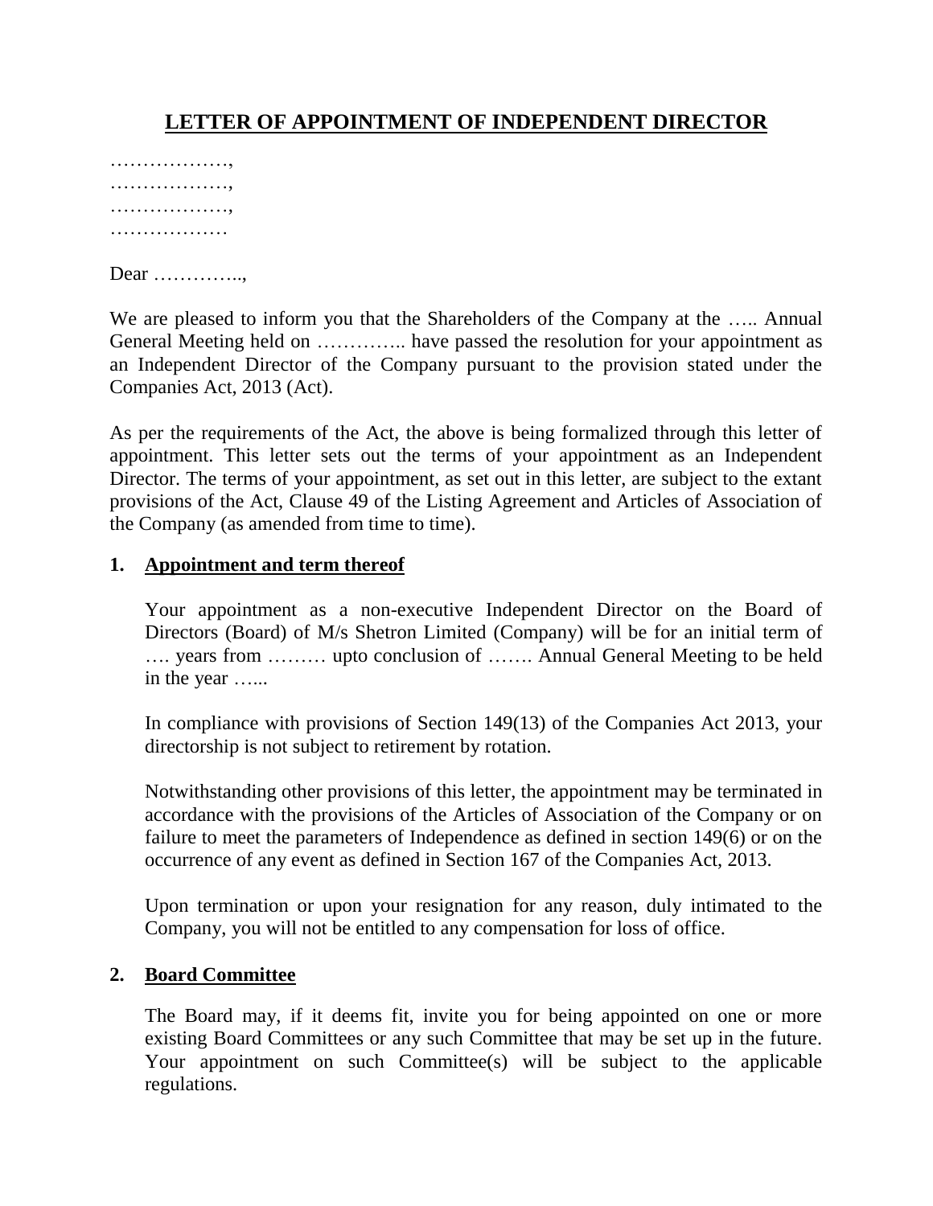# LETTER OF APPOINTMENT OF INDEPENDENT DIRECTOR

………………,
………………,
………………,
………………

Dear …………..,

We are pleased to inform you that the Shareholders of the Company at the ….. Annual General Meeting held on ………….. have passed the resolution for your appointment as an Independent Director of the Company pursuant to the provision stated under the Companies Act, 2013 (Act).

As per the requirements of the Act, the above is being formalized through this letter of appointment. This letter sets out the terms of your appointment as an Independent Director. The terms of your appointment, as set out in this letter, are subject to the extant provisions of the Act, Clause 49 of the Listing Agreement and Articles of Association of the Company (as amended from time to time).

## 1. Appointment and term thereof

Your appointment as a non-executive Independent Director on the Board of Directors (Board) of M/s Shetron Limited (Company) will be for an initial term of …. years from ……… upto conclusion of ……. Annual General Meeting to be held in the year …...

In compliance with provisions of Section 149(13) of the Companies Act 2013, your directorship is not subject to retirement by rotation.

Notwithstanding other provisions of this letter, the appointment may be terminated in accordance with the provisions of the Articles of Association of the Company or on failure to meet the parameters of Independence as defined in section 149(6) or on the occurrence of any event as defined in Section 167 of the Companies Act, 2013.

Upon termination or upon your resignation for any reason, duly intimated to the Company, you will not be entitled to any compensation for loss of office.

## 2. Board Committee

The Board may, if it deems fit, invite you for being appointed on one or more existing Board Committees or any such Committee that may be set up in the future. Your appointment on such Committee(s) will be subject to the applicable regulations.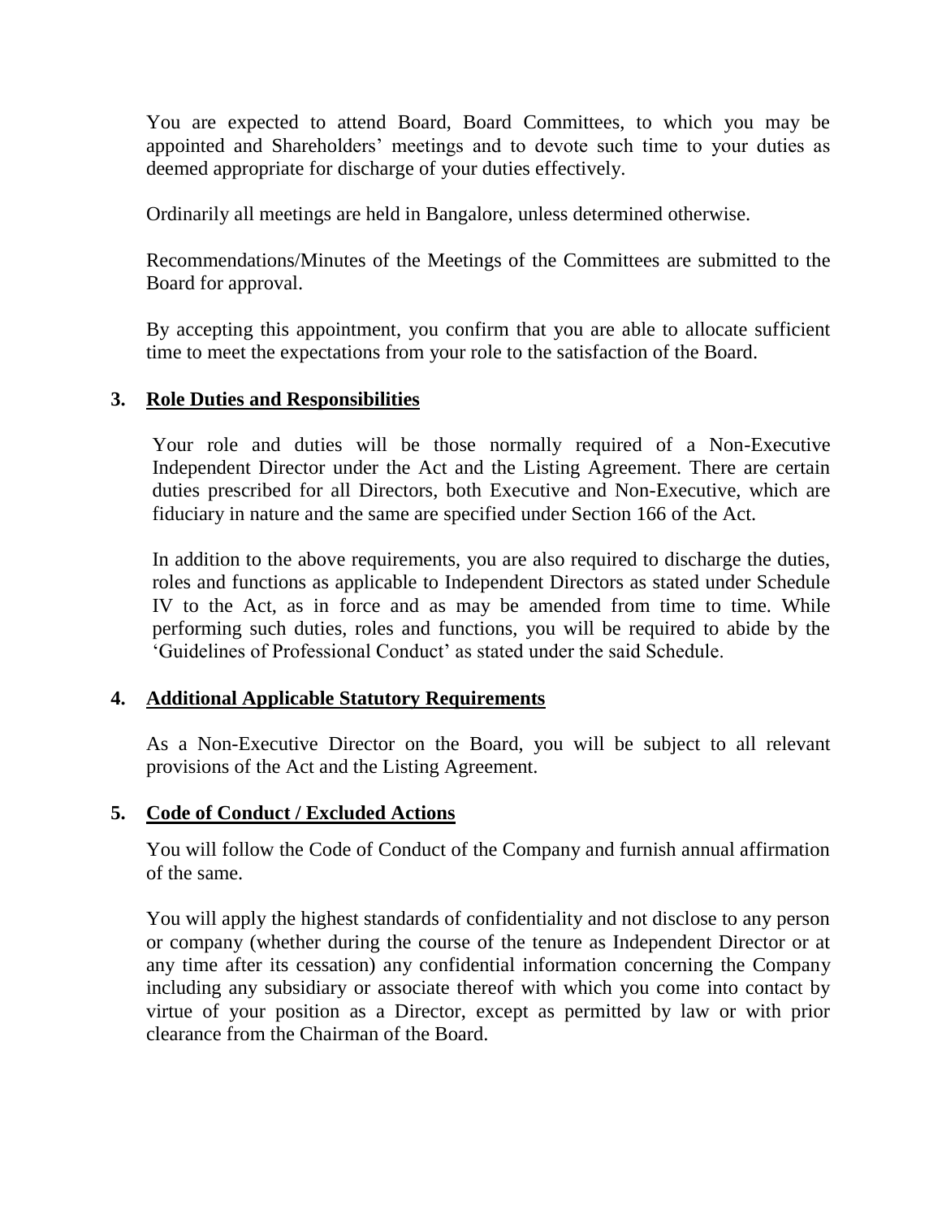You are expected to attend Board, Board Committees, to which you may be appointed and Shareholders' meetings and to devote such time to your duties as deemed appropriate for discharge of your duties effectively.

Ordinarily all meetings are held in Bangalore, unless determined otherwise.

Recommendations/Minutes of the Meetings of the Committees are submitted to the Board for approval.

By accepting this appointment, you confirm that you are able to allocate sufficient time to meet the expectations from your role to the satisfaction of the Board.

## 3. Role Duties and Responsibilities

Your role and duties will be those normally required of a Non-Executive Independent Director under the Act and the Listing Agreement. There are certain duties prescribed for all Directors, both Executive and Non-Executive, which are fiduciary in nature and the same are specified under Section 166 of the Act.

In addition to the above requirements, you are also required to discharge the duties, roles and functions as applicable to Independent Directors as stated under Schedule IV to the Act, as in force and as may be amended from time to time. While performing such duties, roles and functions, you will be required to abide by the 'Guidelines of Professional Conduct' as stated under the said Schedule.

## 4. Additional Applicable Statutory Requirements

As a Non-Executive Director on the Board, you will be subject to all relevant provisions of the Act and the Listing Agreement.

## 5. Code of Conduct / Excluded Actions

You will follow the Code of Conduct of the Company and furnish annual affirmation of the same.

You will apply the highest standards of confidentiality and not disclose to any person or company (whether during the course of the tenure as Independent Director or at any time after its cessation) any confidential information concerning the Company including any subsidiary or associate thereof with which you come into contact by virtue of your position as a Director, except as permitted by law or with prior clearance from the Chairman of the Board.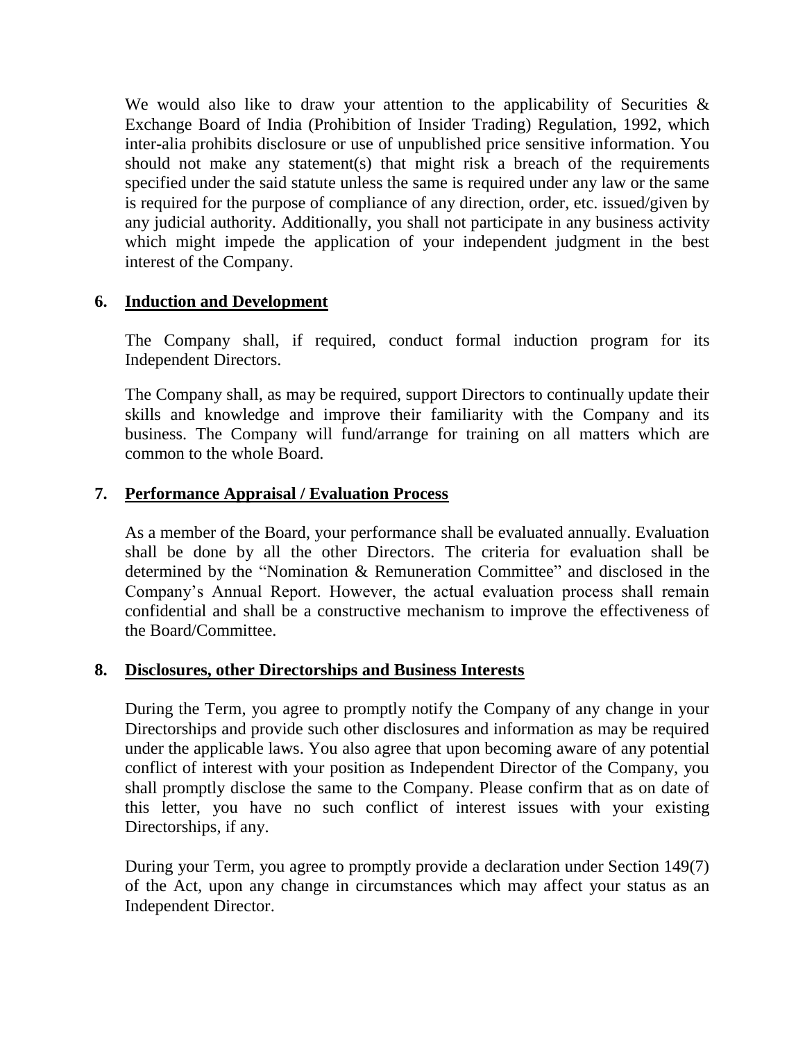We would also like to draw your attention to the applicability of Securities & Exchange Board of India (Prohibition of Insider Trading) Regulation, 1992, which inter-alia prohibits disclosure or use of unpublished price sensitive information. You should not make any statement(s) that might risk a breach of the requirements specified under the said statute unless the same is required under any law or the same is required for the purpose of compliance of any direction, order, etc. issued/given by any judicial authority. Additionally, you shall not participate in any business activity which might impede the application of your independent judgment in the best interest of the Company.

## 6. Induction and Development

The Company shall, if required, conduct formal induction program for its Independent Directors.

The Company shall, as may be required, support Directors to continually update their skills and knowledge and improve their familiarity with the Company and its business. The Company will fund/arrange for training on all matters which are common to the whole Board.

## 7. Performance Appraisal / Evaluation Process

As a member of the Board, your performance shall be evaluated annually. Evaluation shall be done by all the other Directors. The criteria for evaluation shall be determined by the "Nomination & Remuneration Committee" and disclosed in the Company's Annual Report. However, the actual evaluation process shall remain confidential and shall be a constructive mechanism to improve the effectiveness of the Board/Committee.

## 8. Disclosures, other Directorships and Business Interests

During the Term, you agree to promptly notify the Company of any change in your Directorships and provide such other disclosures and information as may be required under the applicable laws. You also agree that upon becoming aware of any potential conflict of interest with your position as Independent Director of the Company, you shall promptly disclose the same to the Company. Please confirm that as on date of this letter, you have no such conflict of interest issues with your existing Directorships, if any.

During your Term, you agree to promptly provide a declaration under Section 149(7) of the Act, upon any change in circumstances which may affect your status as an Independent Director.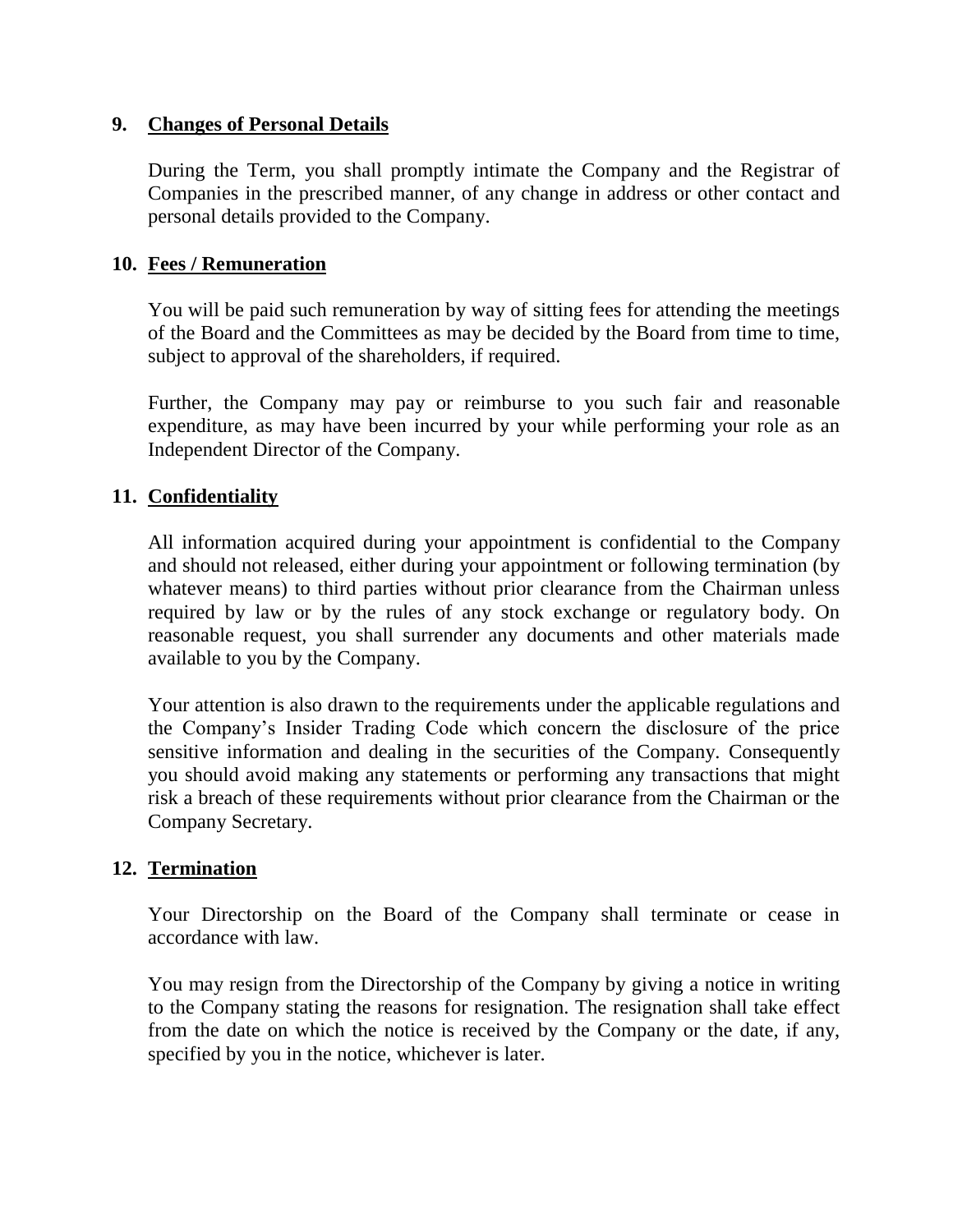## 9. Changes of Personal Details

During the Term, you shall promptly intimate the Company and the Registrar of Companies in the prescribed manner, of any change in address or other contact and personal details provided to the Company.

## 10. Fees / Remuneration

You will be paid such remuneration by way of sitting fees for attending the meetings of the Board and the Committees as may be decided by the Board from time to time, subject to approval of the shareholders, if required.

Further, the Company may pay or reimburse to you such fair and reasonable expenditure, as may have been incurred by your while performing your role as an Independent Director of the Company.

## 11. Confidentiality

All information acquired during your appointment is confidential to the Company and should not released, either during your appointment or following termination (by whatever means) to third parties without prior clearance from the Chairman unless required by law or by the rules of any stock exchange or regulatory body. On reasonable request, you shall surrender any documents and other materials made available to you by the Company.

Your attention is also drawn to the requirements under the applicable regulations and the Company's Insider Trading Code which concern the disclosure of the price sensitive information and dealing in the securities of the Company. Consequently you should avoid making any statements or performing any transactions that might risk a breach of these requirements without prior clearance from the Chairman or the Company Secretary.

## 12. Termination

Your Directorship on the Board of the Company shall terminate or cease in accordance with law.

You may resign from the Directorship of the Company by giving a notice in writing to the Company stating the reasons for resignation. The resignation shall take effect from the date on which the notice is received by the Company or the date, if any, specified by you in the notice, whichever is later.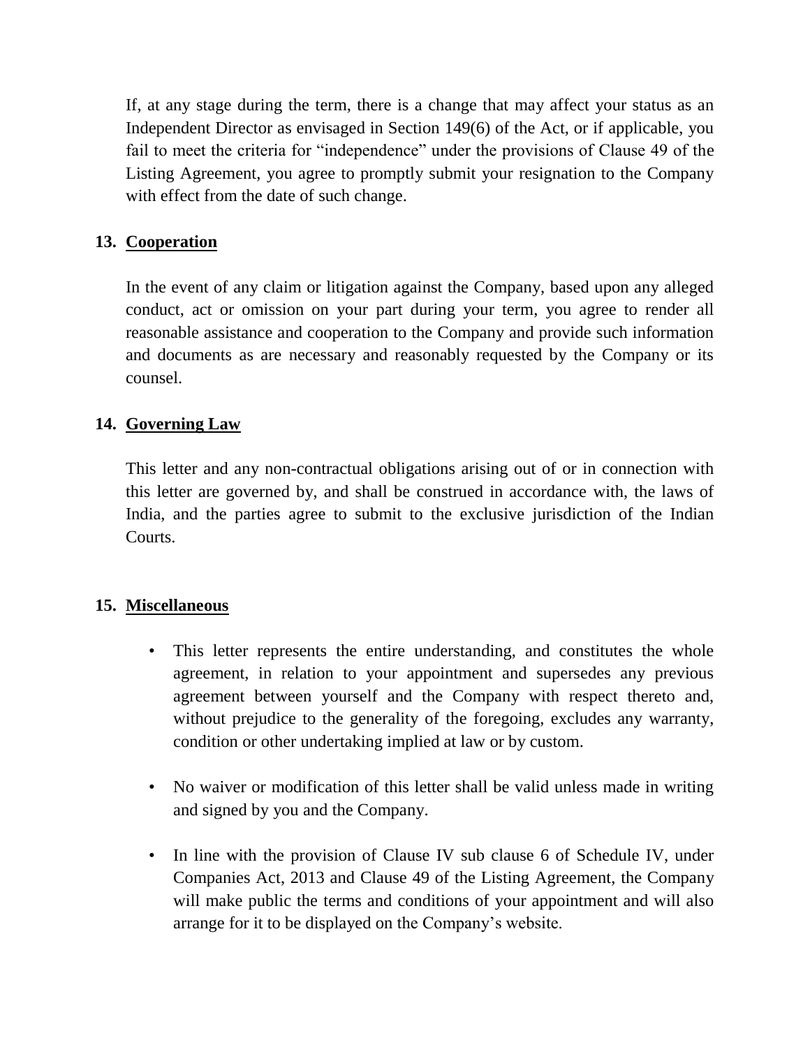If, at any stage during the term, there is a change that may affect your status as an Independent Director as envisaged in Section 149(6) of the Act, or if applicable, you fail to meet the criteria for "independence" under the provisions of Clause 49 of the Listing Agreement, you agree to promptly submit your resignation to the Company with effect from the date of such change.

## 13. Cooperation

In the event of any claim or litigation against the Company, based upon any alleged conduct, act or omission on your part during your term, you agree to render all reasonable assistance and cooperation to the Company and provide such information and documents as are necessary and reasonably requested by the Company or its counsel.

## 14. Governing Law

This letter and any non-contractual obligations arising out of or in connection with this letter are governed by, and shall be construed in accordance with, the laws of India, and the parties agree to submit to the exclusive jurisdiction of the Indian Courts.

## 15. Miscellaneous

- This letter represents the entire understanding, and constitutes the whole agreement, in relation to your appointment and supersedes any previous agreement between yourself and the Company with respect thereto and, without prejudice to the generality of the foregoing, excludes any warranty, condition or other undertaking implied at law or by custom.
- No waiver or modification of this letter shall be valid unless made in writing and signed by you and the Company.
- In line with the provision of Clause IV sub clause 6 of Schedule IV, under Companies Act, 2013 and Clause 49 of the Listing Agreement, the Company will make public the terms and conditions of your appointment and will also arrange for it to be displayed on the Company's website.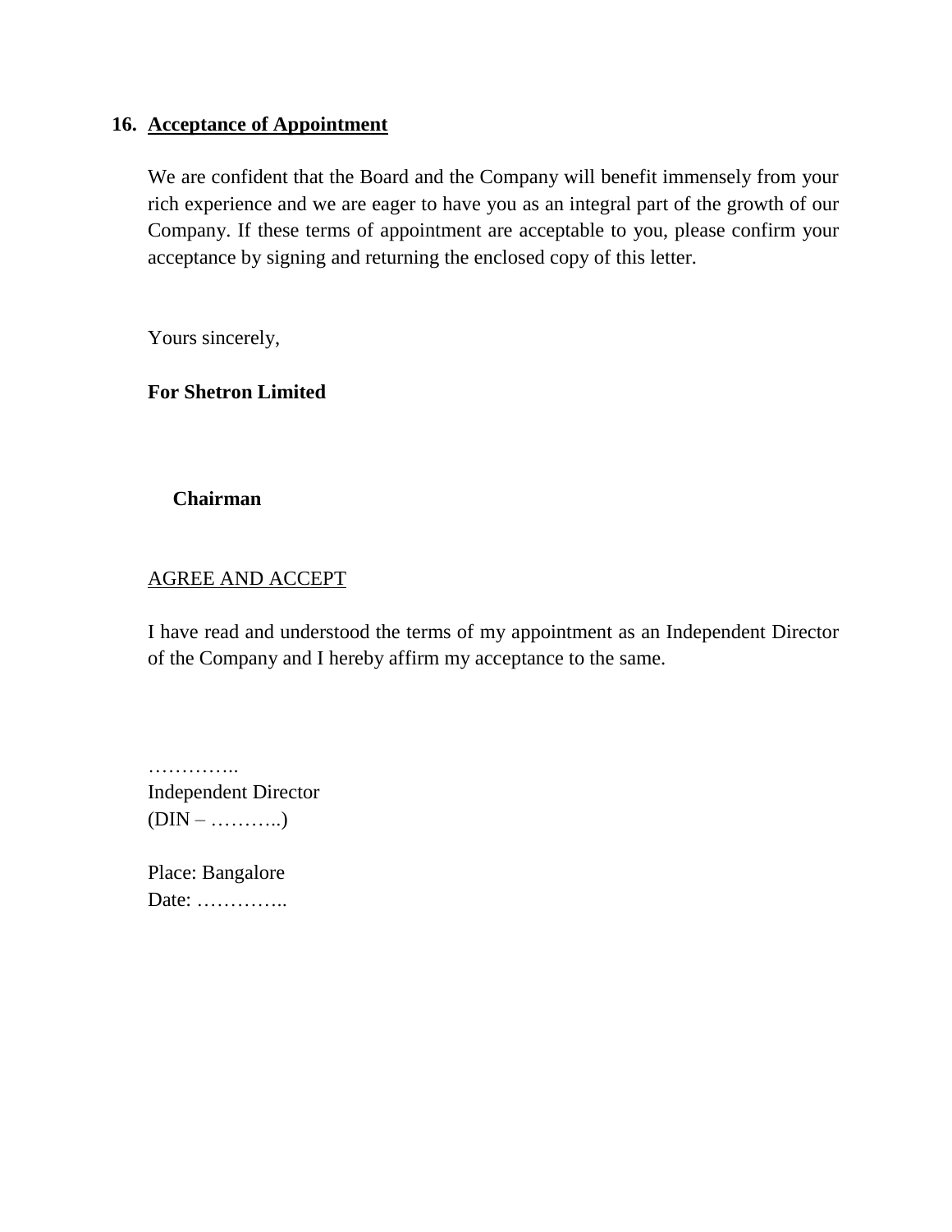**16. Acceptance of Appointment**

We are confident that the Board and the Company will benefit immensely from your rich experience and we are eager to have you as an integral part of the growth of our Company. If these terms of appointment are acceptable to you, please confirm your acceptance by signing and returning the enclosed copy of this letter.

Yours sincerely,

**For Shetron Limited**

**Chairman**

AGREE AND ACCEPT

I have read and understood the terms of my appointment as an Independent Director of the Company and I hereby affirm my acceptance to the same.

…………..
Independent Director
(DIN – ………..)

Place: Bangalore
Date: …………..